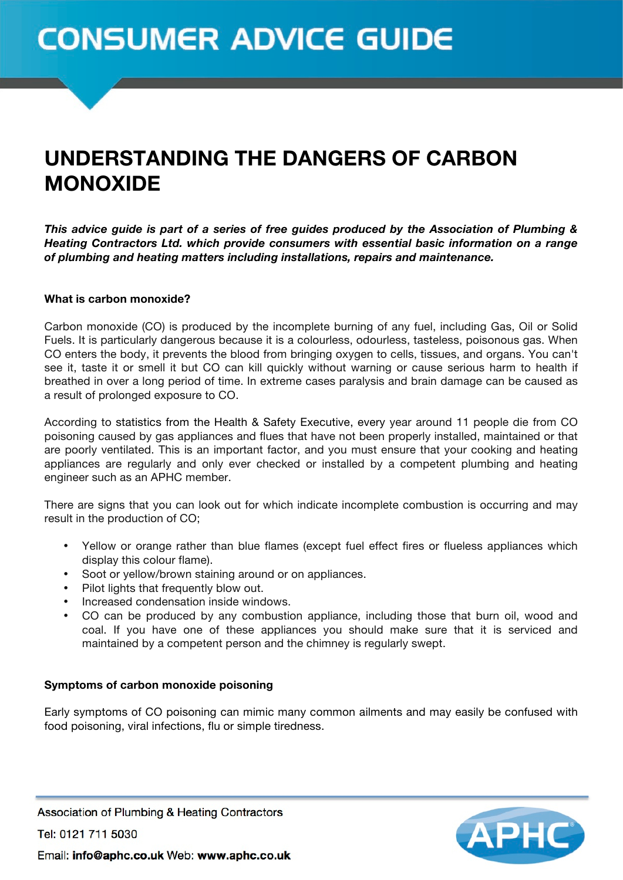# CONSUMER ADVICE GUIDE

## UNDERSTANDING THE DANGERS OF CARBON MONOXIDE

***This advice guide is part of a series of free guides produced by the Association of Plumbing & Heating Contractors Ltd. which provide consumers with essential basic information on a range of plumbing and heating matters including installations, repairs and maintenance.***

### What is carbon monoxide?

Carbon monoxide (CO) is produced by the incomplete burning of any fuel, including Gas, Oil or Solid Fuels. It is particularly dangerous because it is a colourless, odourless, tasteless, poisonous gas. When CO enters the body, it prevents the blood from bringing oxygen to cells, tissues, and organs. You can't see it, taste it or smell it but CO can kill quickly without warning or cause serious harm to health if breathed in over a long period of time. In extreme cases paralysis and brain damage can be caused as a result of prolonged exposure to CO.

According to statistics from the Health & Safety Executive, every year around 11 people die from CO poisoning caused by gas appliances and flues that have not been properly installed, maintained or that are poorly ventilated. This is an important factor, and you must ensure that your cooking and heating appliances are regularly and only ever checked or installed by a competent plumbing and heating engineer such as an APHC member.

There are signs that you can look out for which indicate incomplete combustion is occurring and may result in the production of CO;

- Yellow or orange rather than blue flames (except fuel effect fires or flueless appliances which display this colour flame).
- Soot or yellow/brown staining around or on appliances.
- Pilot lights that frequently blow out.
- Increased condensation inside windows.
- CO can be produced by any combustion appliance, including those that burn oil, wood and coal. If you have one of these appliances you should make sure that it is serviced and maintained by a competent person and the chimney is regularly swept.

### Symptoms of carbon monoxide poisoning

Early symptoms of CO poisoning can mimic many common ailments and may easily be confused with food poisoning, viral infections, flu or simple tiredness.

Association of Plumbing & Heating Contractors

Tel: 0121 711 5030

Email: **info@aphc.co.uk** Web: **www.aphc.co.uk**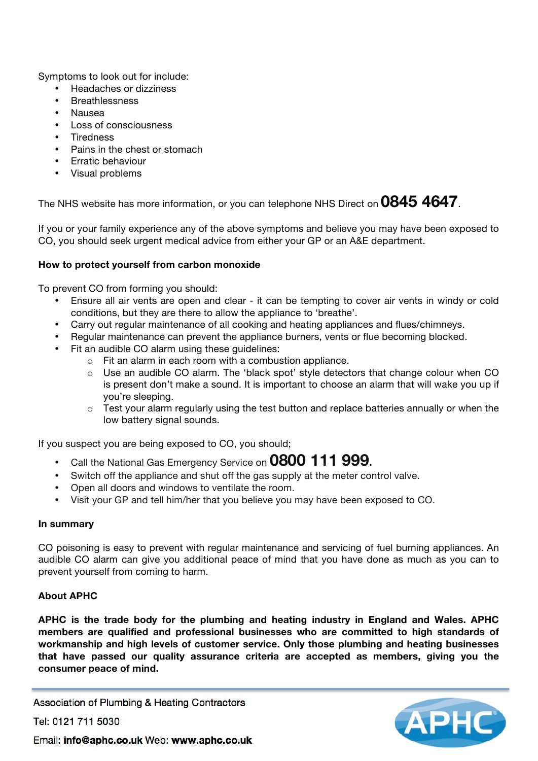Symptoms to look out for include:

- Headaches or dizziness
- Breathlessness
- Nausea
- Loss of consciousness
- Tiredness
- Pains in the chest or stomach
- Erratic behaviour
- Visual problems

The NHS website has more information, or you can telephone NHS Direct on **0845 4647**.

If you or your family experience any of the above symptoms and believe you may have been exposed to CO, you should seek urgent medical advice from either your GP or an A&E department.

**How to protect yourself from carbon monoxide**

To prevent CO from forming you should:

- Ensure all air vents are open and clear - it can be tempting to cover air vents in windy or cold conditions, but they are there to allow the appliance to 'breathe'.
- Carry out regular maintenance of all cooking and heating appliances and flues/chimneys.
- Regular maintenance can prevent the appliance burners, vents or flue becoming blocked.
- Fit an audible CO alarm using these guidelines:
  - Fit an alarm in each room with a combustion appliance.
  - Use an audible CO alarm. The 'black spot' style detectors that change colour when CO is present don't make a sound. It is important to choose an alarm that will wake you up if you're sleeping.
  - Test your alarm regularly using the test button and replace batteries annually or when the low battery signal sounds.

If you suspect you are being exposed to CO, you should;

- Call the National Gas Emergency Service on **0800 111 999**.
- Switch off the appliance and shut off the gas supply at the meter control valve.
- Open all doors and windows to ventilate the room.
- Visit your GP and tell him/her that you believe you may have been exposed to CO.

**In summary**

CO poisoning is easy to prevent with regular maintenance and servicing of fuel burning appliances. An audible CO alarm can give you additional peace of mind that you have done as much as you can to prevent yourself from coming to harm.

**About APHC**

**APHC is the trade body for the plumbing and heating industry in England and Wales. APHC members are qualified and professional businesses who are committed to high standards of workmanship and high levels of customer service. Only those plumbing and heating businesses that have passed our quality assurance criteria are accepted as members, giving you the consumer peace of mind.**

Association of Plumbing & Heating Contractors

Tel: 0121 711 5030

Email: **info@aphc.co.uk** Web: **www.aphc.co.uk**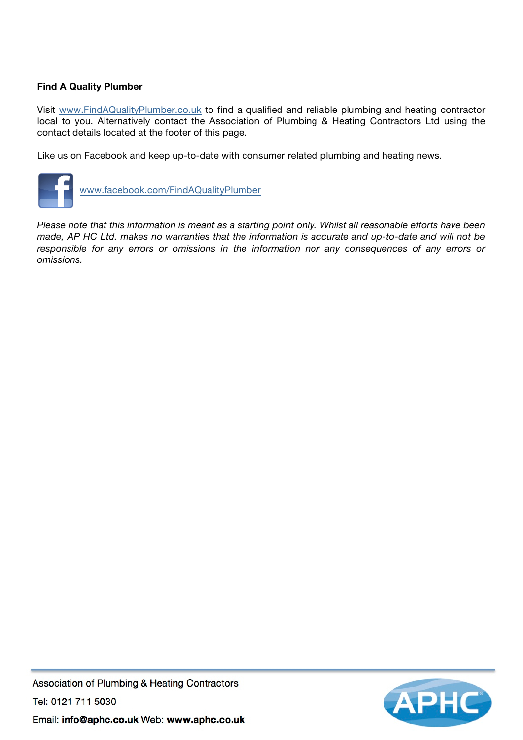**Find A Quality Plumber**

Visit www.FindAQualityPlumber.co.uk to find a qualified and reliable plumbing and heating contractor local to you. Alternatively contact the Association of Plumbing & Heating Contractors Ltd using the contact details located at the footer of this page.

Like us on Facebook and keep up-to-date with consumer related plumbing and heating news.

www.facebook.com/FindAQualityPlumber

*Please note that this information is meant as a starting point only. Whilst all reasonable efforts have been made, AP HC Ltd. makes no warranties that the information is accurate and up-to-date and will not be responsible for any errors or omissions in the information nor any consequences of any errors or omissions.*

Association of Plumbing & Heating Contractors

Tel: 0121 711 5030

Email: **info@aphc.co.uk** Web: **www.aphc.co.uk**